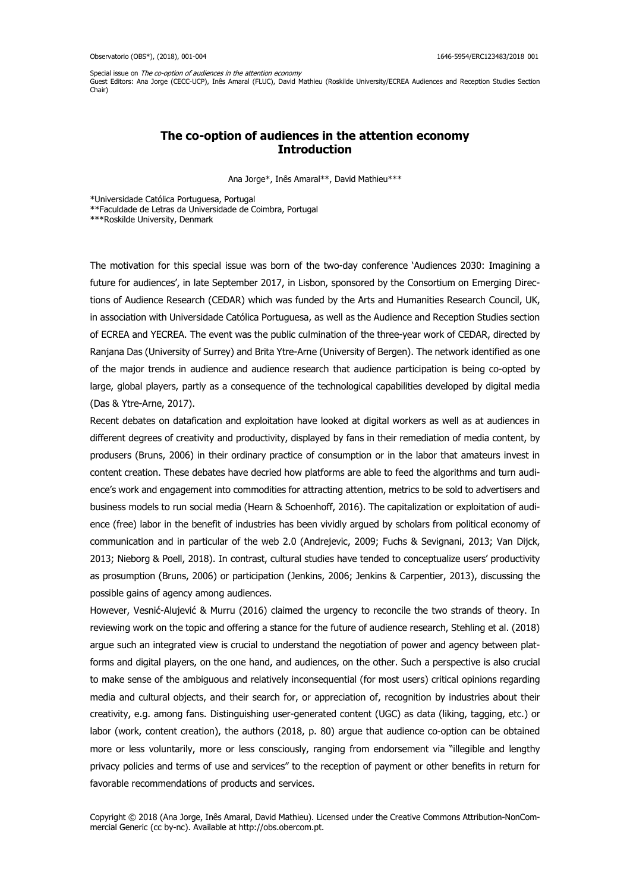Special issue on *The co-option of audiences in the attention economy*
Guest Editors: Ana Jorge (CECC-UCP), Inês Amaral (FLUC), David Mathieu (Roskilde University/ECREA Audiences and Reception Studies Section Chair)

# The co-option of audiences in the attention economy
# Introduction

Ana Jorge*, Inês Amaral**, David Mathieu***

*Universidade Católica Portuguesa, Portugal
**Faculdade de Letras da Universidade de Coimbra, Portugal
***Roskilde University, Denmark

The motivation for this special issue was born of the two-day conference 'Audiences 2030: Imagining a future for audiences', in late September 2017, in Lisbon, sponsored by the Consortium on Emerging Directions of Audience Research (CEDAR) which was funded by the Arts and Humanities Research Council, UK, in association with Universidade Católica Portuguesa, as well as the Audience and Reception Studies section of ECREA and YECREA. The event was the public culmination of the three-year work of CEDAR, directed by Ranjana Das (University of Surrey) and Brita Ytre-Arne (University of Bergen). The network identified as one of the major trends in audience and audience research that audience participation is being co-opted by large, global players, partly as a consequence of the technological capabilities developed by digital media (Das & Ytre-Arne, 2017).

Recent debates on datafication and exploitation have looked at digital workers as well as at audiences in different degrees of creativity and productivity, displayed by fans in their remediation of media content, by produsers (Bruns, 2006) in their ordinary practice of consumption or in the labor that amateurs invest in content creation. These debates have decried how platforms are able to feed the algorithms and turn audience's work and engagement into commodities for attracting attention, metrics to be sold to advertisers and business models to run social media (Hearn & Schoenhoff, 2016). The capitalization or exploitation of audience (free) labor in the benefit of industries has been vividly argued by scholars from political economy of communication and in particular of the web 2.0 (Andrejevic, 2009; Fuchs & Sevignani, 2013; Van Dijck, 2013; Nieborg & Poell, 2018). In contrast, cultural studies have tended to conceptualize users' productivity as prosumption (Bruns, 2006) or participation (Jenkins, 2006; Jenkins & Carpentier, 2013), discussing the possible gains of agency among audiences.

However, Vesnić-Alujević & Murru (2016) claimed the urgency to reconcile the two strands of theory. In reviewing work on the topic and offering a stance for the future of audience research, Stehling et al. (2018) argue such an integrated view is crucial to understand the negotiation of power and agency between platforms and digital players, on the one hand, and audiences, on the other. Such a perspective is also crucial to make sense of the ambiguous and relatively inconsequential (for most users) critical opinions regarding media and cultural objects, and their search for, or appreciation of, recognition by industries about their creativity, e.g. among fans. Distinguishing user-generated content (UGC) as data (liking, tagging, etc.) or labor (work, content creation), the authors (2018, p. 80) argue that audience co-option can be obtained more or less voluntarily, more or less consciously, ranging from endorsement via "illegible and lengthy privacy policies and terms of use and services" to the reception of payment or other benefits in return for favorable recommendations of products and services.

Copyright © 2018 (Ana Jorge, Inês Amaral, David Mathieu). Licensed under the Creative Commons Attribution-NonCommercial Generic (cc by-nc). Available at http://obs.obercom.pt.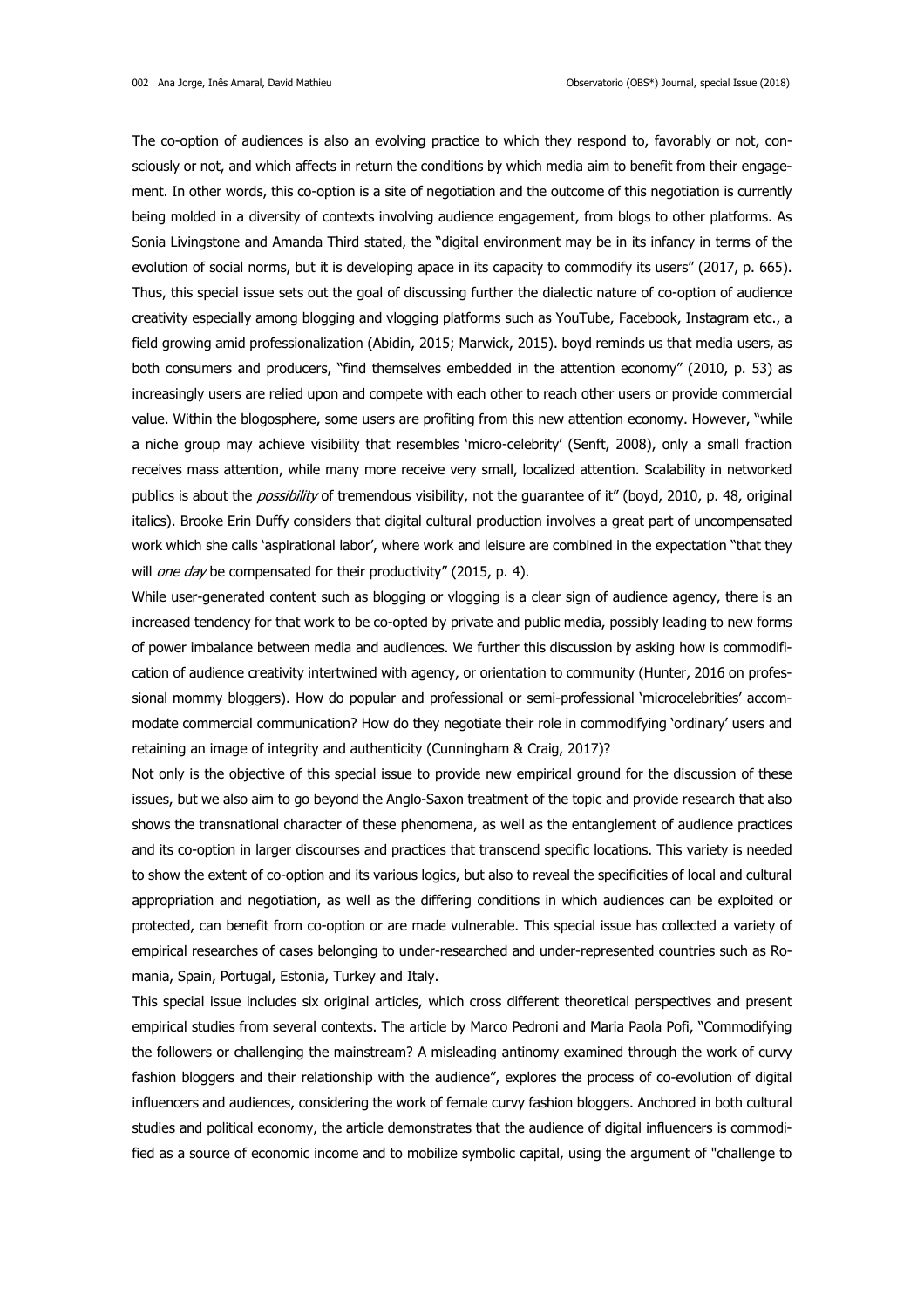The co-option of audiences is also an evolving practice to which they respond to, favorably or not, consciously or not, and which affects in return the conditions by which media aim to benefit from their engagement. In other words, this co-option is a site of negotiation and the outcome of this negotiation is currently being molded in a diversity of contexts involving audience engagement, from blogs to other platforms. As Sonia Livingstone and Amanda Third stated, the "digital environment may be in its infancy in terms of the evolution of social norms, but it is developing apace in its capacity to commodify its users" (2017, p. 665). Thus, this special issue sets out the goal of discussing further the dialectic nature of co-option of audience creativity especially among blogging and vlogging platforms such as YouTube, Facebook, Instagram etc., a field growing amid professionalization (Abidin, 2015; Marwick, 2015). boyd reminds us that media users, as both consumers and producers, "find themselves embedded in the attention economy" (2010, p. 53) as increasingly users are relied upon and compete with each other to reach other users or provide commercial value. Within the blogosphere, some users are profiting from this new attention economy. However, "while a niche group may achieve visibility that resembles 'micro-celebrity' (Senft, 2008), only a small fraction receives mass attention, while many more receive very small, localized attention. Scalability in networked publics is about the *possibility* of tremendous visibility, not the guarantee of it" (boyd, 2010, p. 48, original italics). Brooke Erin Duffy considers that digital cultural production involves a great part of uncompensated work which she calls 'aspirational labor', where work and leisure are combined in the expectation "that they will *one day* be compensated for their productivity" (2015, p. 4).

While user-generated content such as blogging or vlogging is a clear sign of audience agency, there is an increased tendency for that work to be co-opted by private and public media, possibly leading to new forms of power imbalance between media and audiences. We further this discussion by asking how is commodification of audience creativity intertwined with agency, or orientation to community (Hunter, 2016 on professional mommy bloggers). How do popular and professional or semi-professional 'microcelebrities' accommodate commercial communication? How do they negotiate their role in commodifying 'ordinary' users and retaining an image of integrity and authenticity (Cunningham & Craig, 2017)?

Not only is the objective of this special issue to provide new empirical ground for the discussion of these issues, but we also aim to go beyond the Anglo-Saxon treatment of the topic and provide research that also shows the transnational character of these phenomena, as well as the entanglement of audience practices and its co-option in larger discourses and practices that transcend specific locations. This variety is needed to show the extent of co-option and its various logics, but also to reveal the specificities of local and cultural appropriation and negotiation, as well as the differing conditions in which audiences can be exploited or protected, can benefit from co-option or are made vulnerable. This special issue has collected a variety of empirical researches of cases belonging to under-researched and under-represented countries such as Romania, Spain, Portugal, Estonia, Turkey and Italy.

This special issue includes six original articles, which cross different theoretical perspectives and present empirical studies from several contexts. The article by Marco Pedroni and Maria Paola Pofi, "Commodifying the followers or challenging the mainstream? A misleading antinomy examined through the work of curvy fashion bloggers and their relationship with the audience", explores the process of co-evolution of digital influencers and audiences, considering the work of female curvy fashion bloggers. Anchored in both cultural studies and political economy, the article demonstrates that the audience of digital influencers is commodified as a source of economic income and to mobilize symbolic capital, using the argument of "challenge to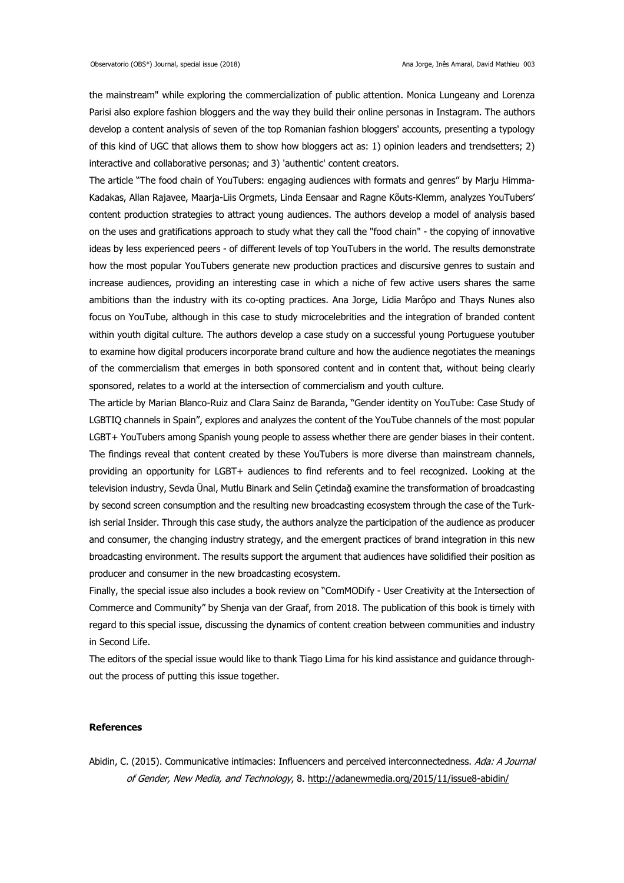the mainstream" while exploring the commercialization of public attention. Monica Lungeany and Lorenza Parisi also explore fashion bloggers and the way they build their online personas in Instagram. The authors develop a content analysis of seven of the top Romanian fashion bloggers' accounts, presenting a typology of this kind of UGC that allows them to show how bloggers act as: 1) opinion leaders and trendsetters; 2) interactive and collaborative personas; and 3) 'authentic' content creators.

The article "The food chain of YouTubers: engaging audiences with formats and genres" by Marju Himma-Kadakas, Allan Rajavee, Maarja-Liis Orgmets, Linda Eensaar and Ragne Kõuts-Klemm, analyzes YouTubers' content production strategies to attract young audiences. The authors develop a model of analysis based on the uses and gratifications approach to study what they call the "food chain" - the copying of innovative ideas by less experienced peers - of different levels of top YouTubers in the world. The results demonstrate how the most popular YouTubers generate new production practices and discursive genres to sustain and increase audiences, providing an interesting case in which a niche of few active users shares the same ambitions than the industry with its co-opting practices. Ana Jorge, Lidia Marôpo and Thays Nunes also focus on YouTube, although in this case to study microcelebrities and the integration of branded content within youth digital culture. The authors develop a case study on a successful young Portuguese youtuber to examine how digital producers incorporate brand culture and how the audience negotiates the meanings of the commercialism that emerges in both sponsored content and in content that, without being clearly sponsored, relates to a world at the intersection of commercialism and youth culture.

The article by Marian Blanco-Ruiz and Clara Sainz de Baranda, "Gender identity on YouTube: Case Study of LGBTIQ channels in Spain", explores and analyzes the content of the YouTube channels of the most popular LGBT+ YouTubers among Spanish young people to assess whether there are gender biases in their content. The findings reveal that content created by these YouTubers is more diverse than mainstream channels, providing an opportunity for LGBT+ audiences to find referents and to feel recognized. Looking at the television industry, Sevda Ünal, Mutlu Binark and Selin Çetindağ examine the transformation of broadcasting by second screen consumption and the resulting new broadcasting ecosystem through the case of the Turkish serial Insider. Through this case study, the authors analyze the participation of the audience as producer and consumer, the changing industry strategy, and the emergent practices of brand integration in this new broadcasting environment. The results support the argument that audiences have solidified their position as producer and consumer in the new broadcasting ecosystem.

Finally, the special issue also includes a book review on "ComMODify - User Creativity at the Intersection of Commerce and Community" by Shenja van der Graaf, from 2018. The publication of this book is timely with regard to this special issue, discussing the dynamics of content creation between communities and industry in Second Life.

The editors of the special issue would like to thank Tiago Lima for his kind assistance and guidance throughout the process of putting this issue together.

**References**

Abidin, C. (2015). Communicative intimacies: Influencers and perceived interconnectedness. *Ada: A Journal of Gender, New Media, and Technology*, 8. http://adanewmedia.org/2015/11/issue8-abidin/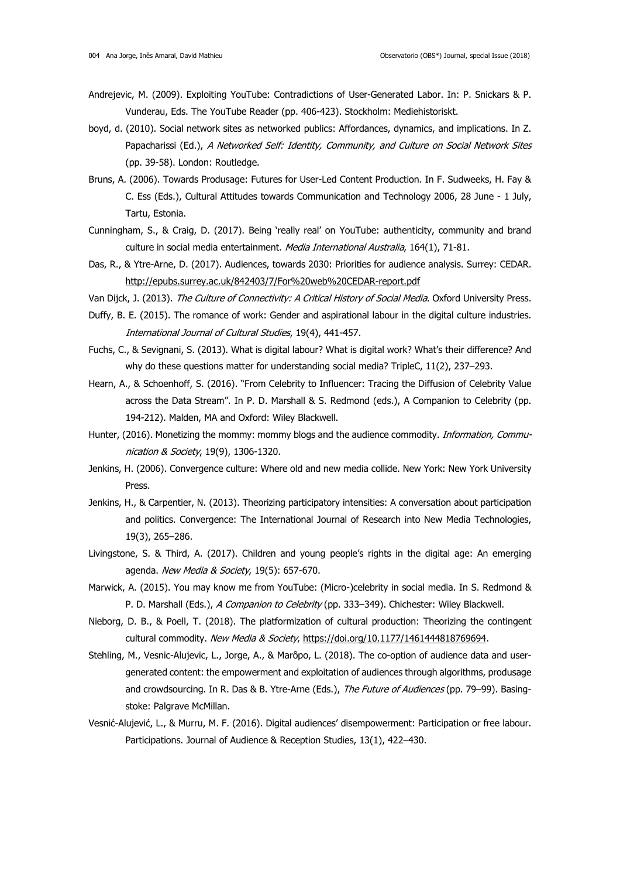Andrejevic, M. (2009). Exploiting YouTube: Contradictions of User-Generated Labor. In: P. Snickars & P. Vunderau, Eds. The YouTube Reader (pp. 406-423). Stockholm: Mediehistoriskt.

boyd, d. (2010). Social network sites as networked publics: Affordances, dynamics, and implications. In Z. Papacharissi (Ed.), *A Networked Self: Identity, Community, and Culture on Social Network Sites* (pp. 39-58). London: Routledge.

Bruns, A. (2006). Towards Produsage: Futures for User-Led Content Production. In F. Sudweeks, H. Fay & C. Ess (Eds.), Cultural Attitudes towards Communication and Technology 2006, 28 June - 1 July, Tartu, Estonia.

Cunningham, S., & Craig, D. (2017). Being 'really real' on YouTube: authenticity, community and brand culture in social media entertainment. *Media International Australia*, 164(1), 71-81.

Das, R., & Ytre-Arne, D. (2017). Audiences, towards 2030: Priorities for audience analysis. Surrey: CEDAR. http://epubs.surrey.ac.uk/842403/7/For%20web%20CEDAR-report.pdf

Van Dijck, J. (2013). *The Culture of Connectivity: A Critical History of Social Media*. Oxford University Press.

Duffy, B. E. (2015). The romance of work: Gender and aspirational labour in the digital culture industries. *International Journal of Cultural Studies*, 19(4), 441-457.

Fuchs, C., & Sevignani, S. (2013). What is digital labour? What is digital work? What's their difference? And why do these questions matter for understanding social media? TripleC, 11(2), 237–293.

Hearn, A., & Schoenhoff, S. (2016). "From Celebrity to Influencer: Tracing the Diffusion of Celebrity Value across the Data Stream". In P. D. Marshall & S. Redmond (eds.), A Companion to Celebrity (pp. 194-212). Malden, MA and Oxford: Wiley Blackwell.

Hunter, (2016). Monetizing the mommy: mommy blogs and the audience commodity. *Information, Communication & Society*, 19(9), 1306-1320.

Jenkins, H. (2006). Convergence culture: Where old and new media collide. New York: New York University Press.

Jenkins, H., & Carpentier, N. (2013). Theorizing participatory intensities: A conversation about participation and politics. Convergence: The International Journal of Research into New Media Technologies, 19(3), 265–286.

Livingstone, S. & Third, A. (2017). Children and young people's rights in the digital age: An emerging agenda. *New Media & Society*, 19(5): 657-670.

Marwick, A. (2015). You may know me from YouTube: (Micro-)celebrity in social media. In S. Redmond & P. D. Marshall (Eds.), *A Companion to Celebrity* (pp. 333–349). Chichester: Wiley Blackwell.

Nieborg, D. B., & Poell, T. (2018). The platformization of cultural production: Theorizing the contingent cultural commodity. *New Media & Society*, https://doi.org/10.1177/1461444818769694.

Stehling, M., Vesnic-Alujevic, L., Jorge, A., & Marôpo, L. (2018). The co-option of audience data and user-generated content: the empowerment and exploitation of audiences through algorithms, produsage and crowdsourcing. In R. Das & B. Ytre-Arne (Eds.), *The Future of Audiences* (pp. 79–99). Basingstoke: Palgrave McMillan.

Vesnić-Alujević, L., & Murru, M. F. (2016). Digital audiences' disempowerment: Participation or free labour. Participations. Journal of Audience & Reception Studies, 13(1), 422–430.